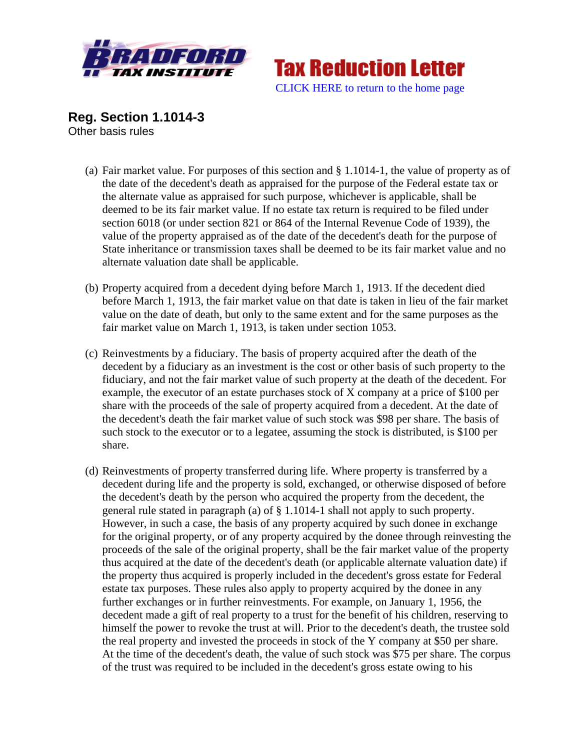Bradford Tax Institute

Tax Reduction Letter

CLICK HERE to return to the home page

## Reg. Section 1.1014-3

Other basis rules

(a) Fair market value. For purposes of this section and § 1.1014-1, the value of property as of the date of the decedent's death as appraised for the purpose of the Federal estate tax or the alternate value as appraised for such purpose, whichever is applicable, shall be deemed to be its fair market value. If no estate tax return is required to be filed under section 6018 (or under section 821 or 864 of the Internal Revenue Code of 1939), the value of the property appraised as of the date of the decedent's death for the purpose of State inheritance or transmission taxes shall be deemed to be its fair market value and no alternate valuation date shall be applicable.

(b) Property acquired from a decedent dying before March 1, 1913. If the decedent died before March 1, 1913, the fair market value on that date is taken in lieu of the fair market value on the date of death, but only to the same extent and for the same purposes as the fair market value on March 1, 1913, is taken under section 1053.

(c) Reinvestments by a fiduciary. The basis of property acquired after the death of the decedent by a fiduciary as an investment is the cost or other basis of such property to the fiduciary, and not the fair market value of such property at the death of the decedent. For example, the executor of an estate purchases stock of X company at a price of $100 per share with the proceeds of the sale of property acquired from a decedent. At the date of the decedent's death the fair market value of such stock was $98 per share. The basis of such stock to the executor or to a legatee, assuming the stock is distributed, is $100 per share.

(d) Reinvestments of property transferred during life. Where property is transferred by a decedent during life and the property is sold, exchanged, or otherwise disposed of before the decedent's death by the person who acquired the property from the decedent, the general rule stated in paragraph (a) of § 1.1014-1 shall not apply to such property. However, in such a case, the basis of any property acquired by such donee in exchange for the original property, or of any property acquired by the donee through reinvesting the proceeds of the sale of the original property, shall be the fair market value of the property thus acquired at the date of the decedent's death (or applicable alternate valuation date) if the property thus acquired is properly included in the decedent's gross estate for Federal estate tax purposes. These rules also apply to property acquired by the donee in any further exchanges or in further reinvestments. For example, on January 1, 1956, the decedent made a gift of real property to a trust for the benefit of his children, reserving to himself the power to revoke the trust at will. Prior to the decedent's death, the trustee sold the real property and invested the proceeds in stock of the Y company at $50 per share. At the time of the decedent's death, the value of such stock was $75 per share. The corpus of the trust was required to be included in the decedent's gross estate owing to his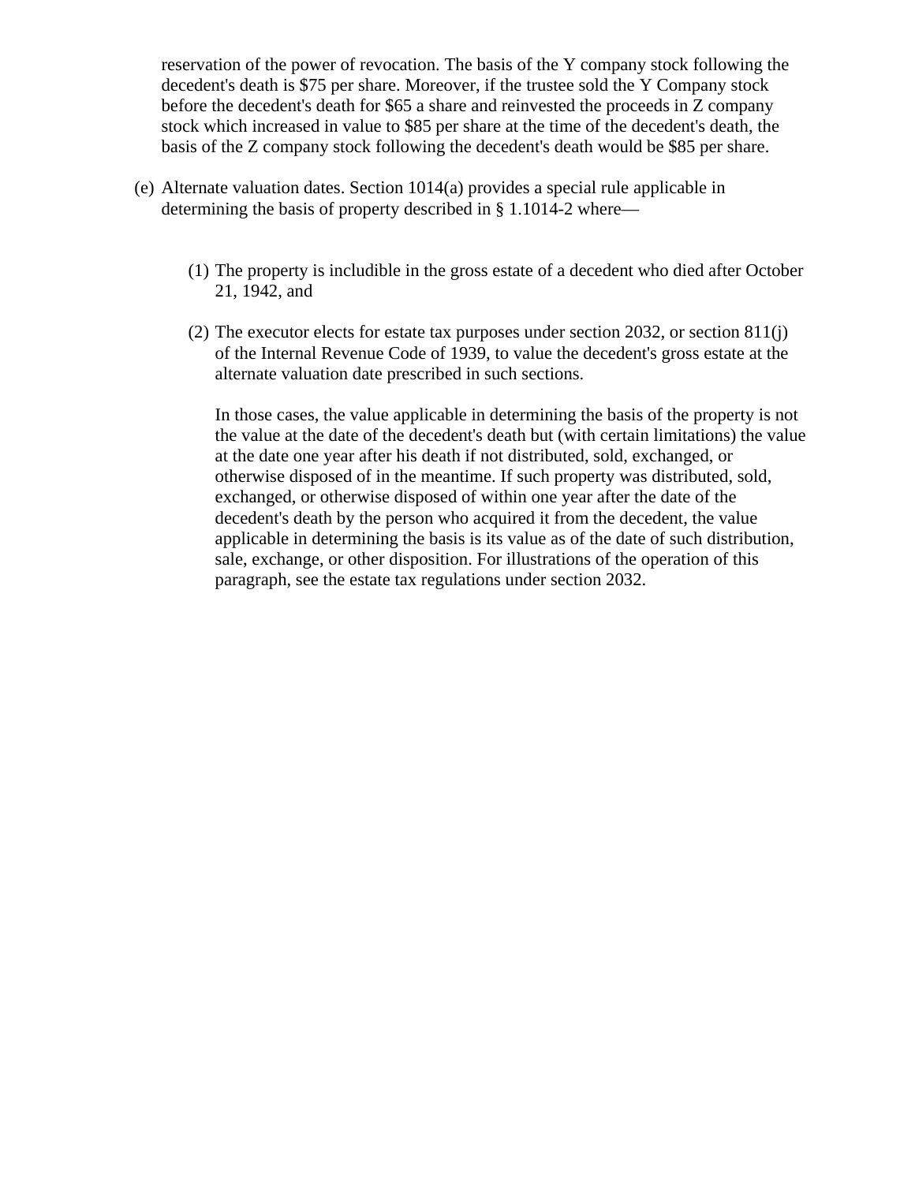reservation of the power of revocation. The basis of the Y company stock following the decedent's death is $75 per share. Moreover, if the trustee sold the Y Company stock before the decedent's death for $65 a share and reinvested the proceeds in Z company stock which increased in value to $85 per share at the time of the decedent's death, the basis of the Z company stock following the decedent's death would be $85 per share.

(e) Alternate valuation dates. Section 1014(a) provides a special rule applicable in determining the basis of property described in § 1.1014-2 where—

(1) The property is includible in the gross estate of a decedent who died after October 21, 1942, and

(2) The executor elects for estate tax purposes under section 2032, or section 811(j) of the Internal Revenue Code of 1939, to value the decedent's gross estate at the alternate valuation date prescribed in such sections.

In those cases, the value applicable in determining the basis of the property is not the value at the date of the decedent's death but (with certain limitations) the value at the date one year after his death if not distributed, sold, exchanged, or otherwise disposed of in the meantime. If such property was distributed, sold, exchanged, or otherwise disposed of within one year after the date of the decedent's death by the person who acquired it from the decedent, the value applicable in determining the basis is its value as of the date of such distribution, sale, exchange, or other disposition. For illustrations of the operation of this paragraph, see the estate tax regulations under section 2032.